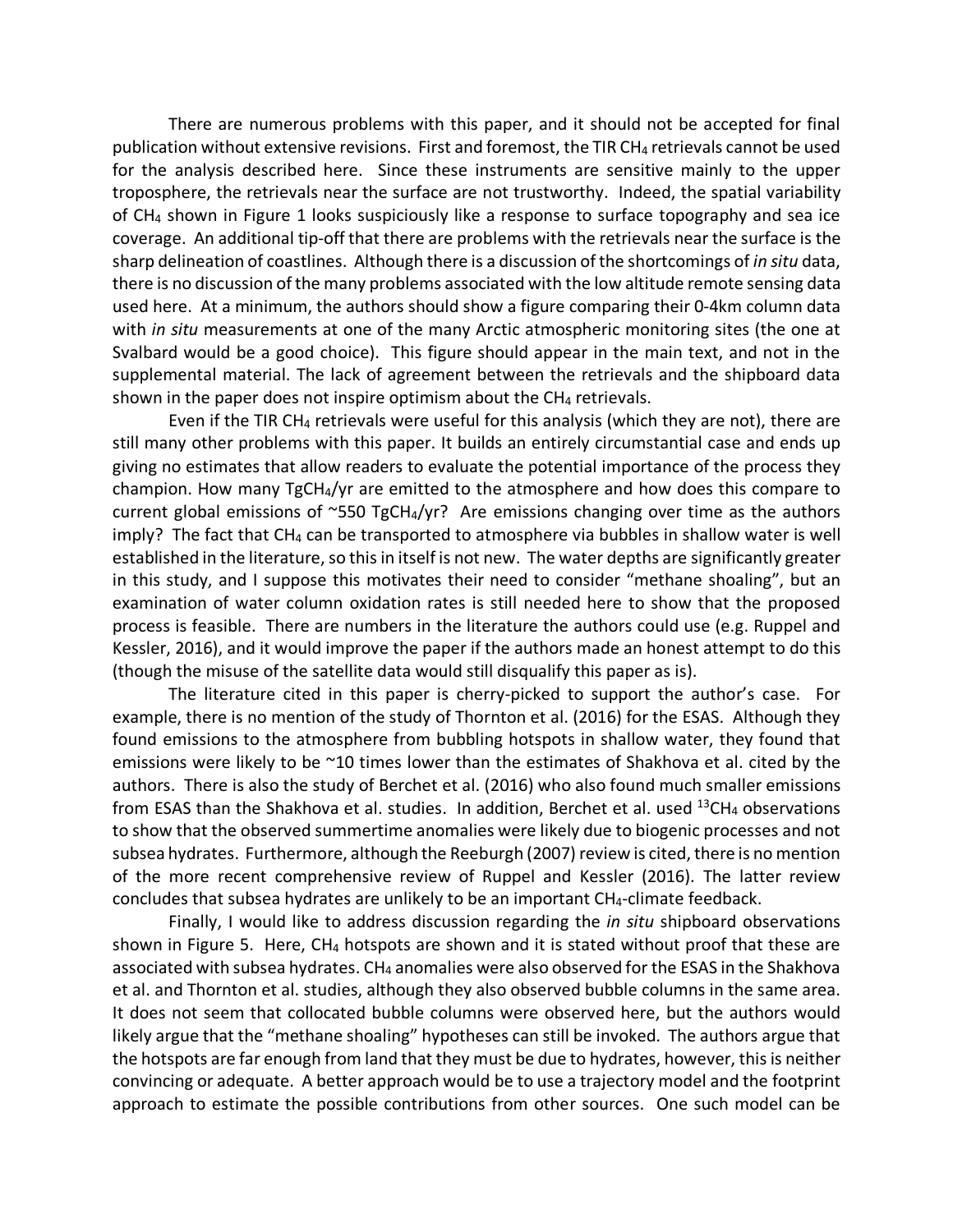There are numerous problems with this paper, and it should not be accepted for final publication without extensive revisions. First and foremost, the TIR $CH_4$ retrievals cannot be used for the analysis described here. Since these instruments are sensitive mainly to the upper troposphere, the retrievals near the surface are not trustworthy. Indeed, the spatial variability of $CH_4$ shown in Figure 1 looks suspiciously like a response to surface topography and sea ice coverage. An additional tip-off that there are problems with the retrievals near the surface is the sharp delineation of coastlines. Although there is a discussion of the shortcomings of *in situ* data, there is no discussion of the many problems associated with the low altitude remote sensing data used here. At a minimum, the authors should show a figure comparing their 0-4km column data with *in situ* measurements at one of the many Arctic atmospheric monitoring sites (the one at Svalbard would be a good choice). This figure should appear in the main text, and not in the supplemental material. The lack of agreement between the retrievals and the shipboard data shown in the paper does not inspire optimism about the $CH_4$ retrievals.

Even if the TIR $CH_4$ retrievals were useful for this analysis (which they are not), there are still many other problems with this paper. It builds an entirely circumstantial case and ends up giving no estimates that allow readers to evaluate the potential importance of the process they champion. How many $TgCH_4$/yr are emitted to the atmosphere and how does this compare to current global emissions of ~550 $TgCH_4$/yr? Are emissions changing over time as the authors imply? The fact that $CH_4$ can be transported to atmosphere via bubbles in shallow water is well established in the literature, so this in itself is not new. The water depths are significantly greater in this study, and I suppose this motivates their need to consider "methane shoaling", but an examination of water column oxidation rates is still needed here to show that the proposed process is feasible. There are numbers in the literature the authors could use (e.g. Ruppel and Kessler, 2016), and it would improve the paper if the authors made an honest attempt to do this (though the misuse of the satellite data would still disqualify this paper as is).

The literature cited in this paper is cherry-picked to support the author's case. For example, there is no mention of the study of Thornton et al. (2016) for the ESAS. Although they found emissions to the atmosphere from bubbling hotspots in shallow water, they found that emissions were likely to be ~10 times lower than the estimates of Shakhova et al. cited by the authors. There is also the study of Berchet et al. (2016) who also found much smaller emissions from ESAS than the Shakhova et al. studies. In addition, Berchet et al. used $^{13}CH_4$ observations to show that the observed summertime anomalies were likely due to biogenic processes and not subsea hydrates. Furthermore, although the Reeburgh (2007) review is cited, there is no mention of the more recent comprehensive review of Ruppel and Kessler (2016). The latter review concludes that subsea hydrates are unlikely to be an important $CH_4$-climate feedback.

Finally, I would like to address discussion regarding the *in situ* shipboard observations shown in Figure 5. Here, $CH_4$ hotspots are shown and it is stated without proof that these are associated with subsea hydrates. $CH_4$ anomalies were also observed for the ESAS in the Shakhova et al. and Thornton et al. studies, although they also observed bubble columns in the same area. It does not seem that collocated bubble columns were observed here, but the authors would likely argue that the "methane shoaling" hypotheses can still be invoked. The authors argue that the hotspots are far enough from land that they must be due to hydrates, however, this is neither convincing or adequate. A better approach would be to use a trajectory model and the footprint approach to estimate the possible contributions from other sources. One such model can be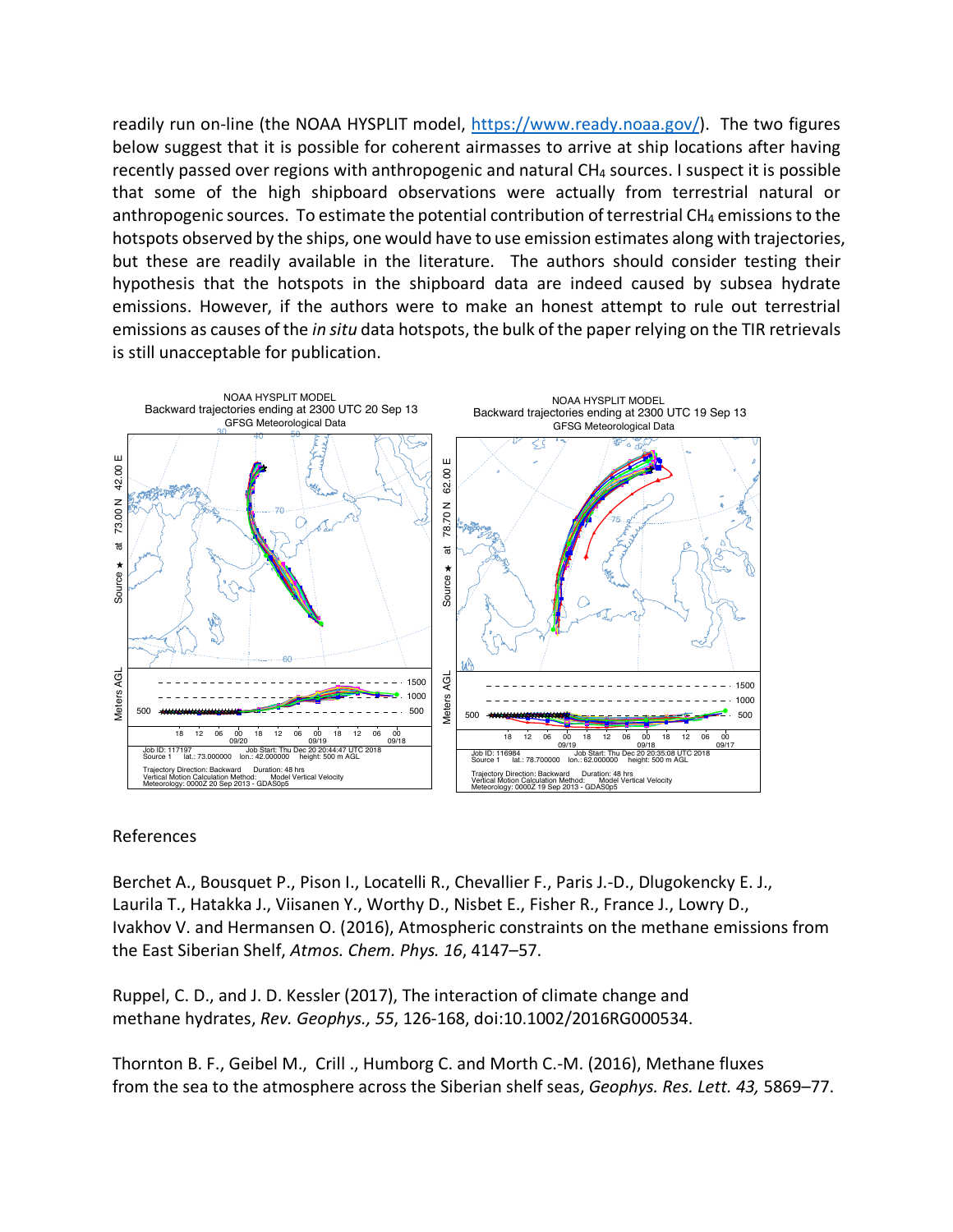readily run on-line (the NOAA HYSPLIT model, https://www.ready.noaa.gov/). The two figures below suggest that it is possible for coherent airmasses to arrive at ship locations after having recently passed over regions with anthropogenic and natural $CH_4$ sources. I suspect it is possible that some of the high shipboard observations were actually from terrestrial natural or anthropogenic sources. To estimate the potential contribution of terrestrial $CH_4$ emissions to the hotspots observed by the ships, one would have to use emission estimates along with trajectories, but these are readily available in the literature. The authors should consider testing their hypothesis that the hotspots in the shipboard data are indeed caused by subsea hydrate emissions. However, if the authors were to make an honest attempt to rule out terrestrial emissions as causes of the *in situ* data hotspots, the bulk of the paper relying on the TIR retrievals is still unacceptable for publication.

NOAA HYSPLIT MODEL
Backward trajectories ending at 2300 UTC 20 Sep 13
GFSG Meteorological Data

Source ★ at 73.00 N 42.00 E

Meters AGL

Job ID: 117197 Job Start: Thu Dec 20 20:44:47 UTC 2018
Source 1 lat.: 73.000000 lon.: 42.000000 height: 500 m AGL

Trajectory Direction: Backward Duration: 48 hrs
Vertical Motion Calculation Method: Model Vertical Velocity
Meteorology: 0000Z 20 Sep 2013 - GDAS0p5

NOAA HYSPLIT MODEL
Backward trajectories ending at 2300 UTC 19 Sep 13
GFSG Meteorological Data

Source ★ at 78.70 N 62.00 E

Meters AGL

Job ID: 116984 Job Start: Thu Dec 20 20:35:08 UTC 2018
Source 1 lat.: 78.700000 lon.: 62.000000 height: 500 m AGL

Trajectory Direction: Backward Duration: 48 hrs
Vertical Motion Calculation Method: Model Vertical Velocity
Meteorology: 0000Z 19 Sep 2013 - GDAS0p5

## References

Berchet A., Bousquet P., Pison I., Locatelli R., Chevallier F., Paris J.-D., Dlugokencky E. J., Laurila T., Hatakka J., Viisanen Y., Worthy D., Nisbet E., Fisher R., France J., Lowry D., Ivakhov V. and Hermansen O. (2016), Atmospheric constraints on the methane emissions from the East Siberian Shelf, *Atmos. Chem. Phys. 16*, 4147–57.

Ruppel, C. D., and J. D. Kessler (2017), The interaction of climate change and methane hydrates, *Rev. Geophys., 55*, 126-168, doi:10.1002/2016RG000534.

Thornton B. F., Geibel M., Crill ., Humborg C. and Morth C.-M. (2016), Methane fluxes from the sea to the atmosphere across the Siberian shelf seas, *Geophys. Res. Lett. 43,* 5869–77.